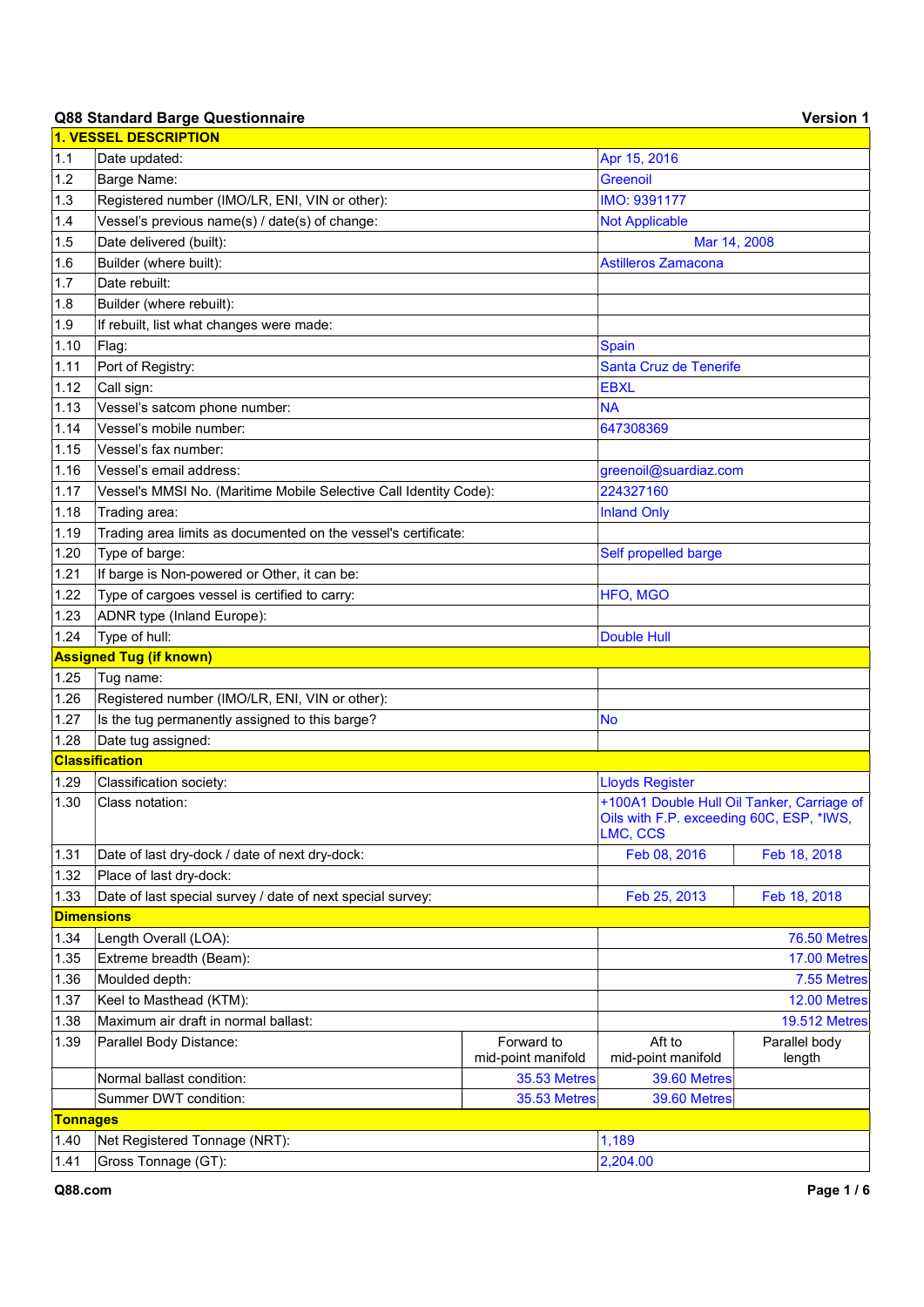## Q88 Standard Barge Questionnaire

**Version 1**

| | | | | |
|---|---|---|---|---|
| **1. VESSEL DESCRIPTION** | | | | |
| 1.1 | Date updated: | | Apr 15, 2016 | |
| 1.2 | Barge Name: | | Greenoil | |
| 1.3 | Registered number (IMO/LR, ENI, VIN or other): | | IMO: 9391177 | |
| 1.4 | Vessel's previous name(s) / date(s) of change: | | Not Applicable | |
| 1.5 | Date delivered (built): | | Mar 14, 2008 | |
| 1.6 | Builder (where built): | | Astilleros Zamacona | |
| 1.7 | Date rebuilt: | | | |
| 1.8 | Builder (where rebuilt): | | | |
| 1.9 | If rebuilt, list what changes were made: | | | |
| 1.10 | Flag: | | Spain | |
| 1.11 | Port of Registry: | | Santa Cruz de Tenerife | |
| 1.12 | Call sign: | | EBXL | |
| 1.13 | Vessel's satcom phone number: | | NA | |
| 1.14 | Vessel's mobile number: | | 647308369 | |
| 1.15 | Vessel's fax number: | | | |
| 1.16 | Vessel's email address: | | greenoil@suardiaz.com | |
| 1.17 | Vessel's MMSI No. (Maritime Mobile Selective Call Identity Code): | | 224327160 | |
| 1.18 | Trading area: | | Inland Only | |
| 1.19 | Trading area limits as documented on the vessel's certificate: | | | |
| 1.20 | Type of barge: | | Self propelled barge | |
| 1.21 | If barge is Non-powered or Other, it can be: | | | |
| 1.22 | Type of cargoes vessel is certified to carry: | | HFO, MGO | |
| 1.23 | ADNR type (Inland Europe): | | | |
| 1.24 | Type of hull: | | Double Hull | |
| **Assigned Tug (if known)** | | | | |
| 1.25 | Tug name: | | | |
| 1.26 | Registered number (IMO/LR, ENI, VIN or other): | | | |
| 1.27 | Is the tug permanently assigned to this barge? | | No | |
| 1.28 | Date tug assigned: | | | |
| **Classification** | | | | |
| 1.29 | Classification society: | | Lloyds Register | |
| 1.30 | Class notation: | | +100A1 Double Hull Oil Tanker, Carriage of Oils with F.P. exceeding 60C, ESP, *IWS, LMC, CCS | |
| 1.31 | Date of last dry-dock / date of next dry-dock: | | Feb 08, 2016 | Feb 18, 2018 |
| 1.32 | Place of last dry-dock: | | | |
| 1.33 | Date of last special survey / date of next special survey: | | Feb 25, 2013 | Feb 18, 2018 |
| **Dimensions** | | | | |
| 1.34 | Length Overall (LOA): | | 76.50 Metres | |
| 1.35 | Extreme breadth (Beam): | | 17.00 Metres | |
| 1.36 | Moulded depth: | | 7.55 Metres | |
| 1.37 | Keel to Masthead (KTM): | | 12.00 Metres | |
| 1.38 | Maximum air draft in normal ballast: | | 19.512 Metres | |
| 1.39 | Parallel Body Distance: | Forward to mid-point manifold | Aft to mid-point manifold | Parallel body length |
| | Normal ballast condition: | 35.53 Metres | 39.60 Metres | |
| | Summer DWT condition: | 35.53 Metres | 39.60 Metres | |
| **Tonnages** | | | | |
| 1.40 | Net Registered Tonnage (NRT): | | 1,189 | |
| 1.41 | Gross Tonnage (GT): | | 2,204.00 | |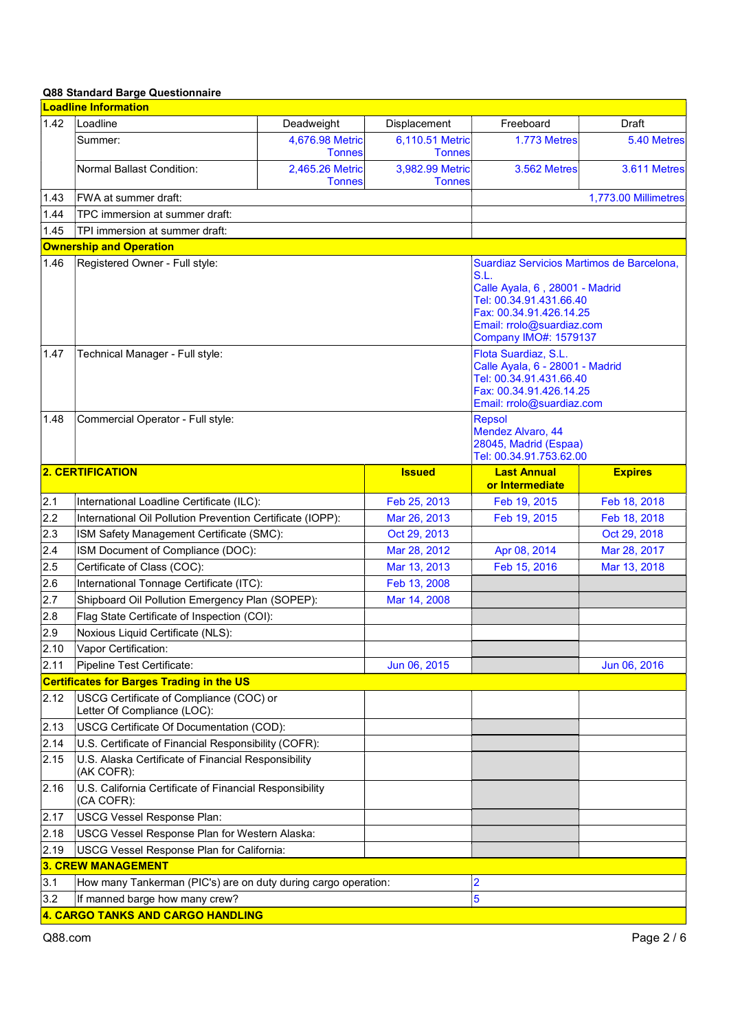**Q88 Standard Barge Questionnaire**

| **Loadline Information** | | | | | |
|---|---|---|---|---|---|
| 1.42 | Loadline | Deadweight | Displacement | Freeboard | Draft |
| | Summer: | 4,676.98 Metric Tonnes | 6,110.51 Metric Tonnes | 1.773 Metres | 5.40 Metres |
| | Normal Ballast Condition: | 2,465.26 Metric Tonnes | 3,982.99 Metric Tonnes | 3.562 Metres | 3.611 Metres |
| 1.43 | FWA at summer draft: | | | 1,773.00 Millimetres | |
| 1.44 | TPC immersion at summer draft: | | | | |
| 1.45 | TPI immersion at summer draft: | | | | |

| **Ownership and Operation** | | |
|---|---|---|
| 1.46 | Registered Owner - Full style: | Suardiaz Servicios Martimos de Barcelona, S.L.<br>Calle Ayala, 6 , 28001 - Madrid<br>Tel: 00.34.91.431.66.40<br>Fax: 00.34.91.426.14.25<br>Email: rrolo@suardiaz.com<br>Company IMO#: 1579137 |
| 1.47 | Technical Manager - Full style: | Flota Suardiaz, S.L.<br>Calle Ayala, 6 - 28001 - Madrid<br>Tel: 00.34.91.431.66.40<br>Fax: 00.34.91.426.14.25<br>Email: rrolo@suardiaz.com |
| 1.48 | Commercial Operator - Full style: | Repsol<br>Mendez Alvaro, 44<br>28045, Madrid (Espaa)<br>Tel: 00.34.91.753.62.00 |

| **2. CERTIFICATION** | | **Issued** | **Last Annual or Intermediate** | **Expires** |
|---|---|---|---|---|
| 2.1 | International Loadline Certificate (ILC): | Feb 25, 2013 | Feb 19, 2015 | Feb 18, 2018 |
| 2.2 | International Oil Pollution Prevention Certificate (IOPP): | Mar 26, 2013 | Feb 19, 2015 | Feb 18, 2018 |
| 2.3 | ISM Safety Management Certificate (SMC): | Oct 29, 2013 | | Oct 29, 2018 |
| 2.4 | ISM Document of Compliance (DOC): | Mar 28, 2012 | Apr 08, 2014 | Mar 28, 2017 |
| 2.5 | Certificate of Class (COC): | Mar 13, 2013 | Feb 15, 2016 | Mar 13, 2018 |
| 2.6 | International Tonnage Certificate (ITC): | Feb 13, 2008 | | |
| 2.7 | Shipboard Oil Pollution Emergency Plan (SOPEP): | Mar 14, 2008 | | |
| 2.8 | Flag State Certificate of Inspection (COI): | | | |
| 2.9 | Noxious Liquid Certificate (NLS): | | | |
| 2.10 | Vapor Certification: | | | |
| 2.11 | Pipeline Test Certificate: | Jun 06, 2015 | | Jun 06, 2016 |
| **Certificates for Barges Trading in the US** | | | | |
| 2.12 | USCG Certificate of Compliance (COC) or Letter Of Compliance (LOC): | | | |
| 2.13 | USCG Certificate Of Documentation (COD): | | | |
| 2.14 | U.S. Certificate of Financial Responsibility (COFR): | | | |
| 2.15 | U.S. Alaska Certificate of Financial Responsibility (AK COFR): | | | |
| 2.16 | U.S. California Certificate of Financial Responsibility (CA COFR): | | | |
| 2.17 | USCG Vessel Response Plan: | | | |
| 2.18 | USCG Vessel Response Plan for Western Alaska: | | | |
| 2.19 | USCG Vessel Response Plan for California: | | | |

| **3. CREW MANAGEMENT** | | |
|---|---|---|
| 3.1 | How many Tankerman (PIC's) are on duty during cargo operation: | 2 |
| 3.2 | If manned barge how many crew? | 5 |

**4. CARGO TANKS AND CARGO HANDLING**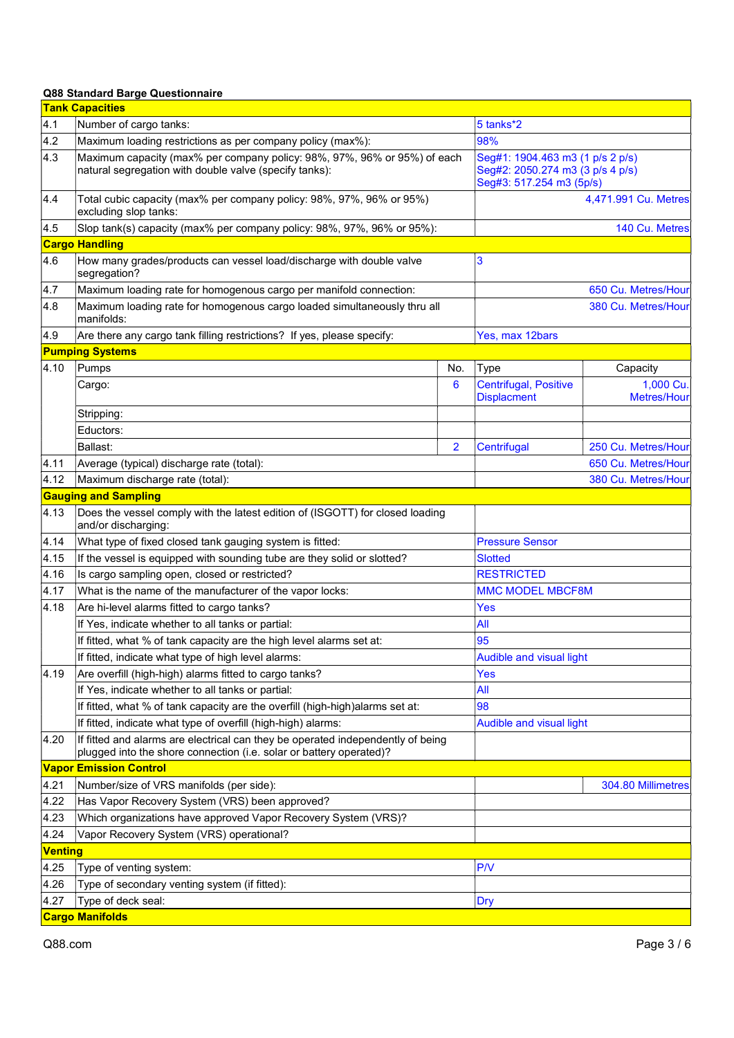**Q88 Standard Barge Questionnaire**

| | **Tank Capacities** | | | |
|---|---|---|---|---|
| 4.1 | Number of cargo tanks: | | 5 tanks*2 | |
| 4.2 | Maximum loading restrictions as per company policy (max%): | | 98% | |
| 4.3 | Maximum capacity (max% per company policy: 98%, 97%, 96% or 95%) of each natural segregation with double valve (specify tanks): | | Seg#1: 1904.463 m3 (1 p/s 2 p/s)<br>Seg#2: 2050.274 m3 (3 p/s 4 p/s)<br>Seg#3: 517.254 m3 (5p/s) | |
| 4.4 | Total cubic capacity (max% per company policy: 98%, 97%, 96% or 95%) excluding slop tanks: | | | 4,471.991 Cu. Metres |
| 4.5 | Slop tank(s) capacity (max% per company policy: 98%, 97%, 96% or 95%): | | | 140 Cu. Metres |
| | **Cargo Handling** | | | |
| 4.6 | How many grades/products can vessel load/discharge with double valve segregation? | | 3 | |
| 4.7 | Maximum loading rate for homogenous cargo per manifold connection: | | | 650 Cu. Metres/Hour |
| 4.8 | Maximum loading rate for homogenous cargo loaded simultaneously thru all manifolds: | | | 380 Cu. Metres/Hour |
| 4.9 | Are there any cargo tank filling restrictions? If yes, please specify: | | Yes, max 12bars | |
| | **Pumping Systems** | | | |
| 4.10 | Pumps | No. | Type | Capacity |
| | Cargo: | 6 | Centrifugal, Positive Displacment | 1,000 Cu. Metres/Hour |
| | Stripping: | | | |
| | Eductors: | | | |
| | Ballast: | 2 | Centrifugal | 250 Cu. Metres/Hour |
| 4.11 | Average (typical) discharge rate (total): | | | 650 Cu. Metres/Hour |
| 4.12 | Maximum discharge rate (total): | | | 380 Cu. Metres/Hour |
| | **Gauging and Sampling** | | | |
| 4.13 | Does the vessel comply with the latest edition of (ISGOTT) for closed loading and/or discharging: | | | |
| 4.14 | What type of fixed closed tank gauging system is fitted: | | Pressure Sensor | |
| 4.15 | If the vessel is equipped with sounding tube are they solid or slotted? | | Slotted | |
| 4.16 | Is cargo sampling open, closed or restricted? | | RESTRICTED | |
| 4.17 | What is the name of the manufacturer of the vapor locks: | | MMC MODEL MBCF8M | |
| 4.18 | Are hi-level alarms fitted to cargo tanks? | | Yes | |
| | If Yes, indicate whether to all tanks or partial: | | All | |
| | If fitted, what % of tank capacity are the high level alarms set at: | | 95 | |
| | If fitted, indicate what type of high level alarms: | | Audible and visual light | |
| 4.19 | Are overfill (high-high) alarms fitted to cargo tanks? | | Yes | |
| | If Yes, indicate whether to all tanks or partial: | | All | |
| | If fitted, what % of tank capacity are the overfill (high-high)alarms set at: | | 98 | |
| | If fitted, indicate what type of overfill (high-high) alarms: | | Audible and visual light | |
| 4.20 | If fitted and alarms are electrical can they be operated independently of being plugged into the shore connection (i.e. solar or battery operated)? | | | |
| | **Vapor Emission Control** | | | |
| 4.21 | Number/size of VRS manifolds (per side): | | | 304.80 Millimetres |
| 4.22 | Has Vapor Recovery System (VRS) been approved? | | | |
| 4.23 | Which organizations have approved Vapor Recovery System (VRS)? | | | |
| 4.24 | Vapor Recovery System (VRS) operational? | | | |
| | **Venting** | | | |
| 4.25 | Type of venting system: | | P/V | |
| 4.26 | Type of secondary venting system (if fitted): | | | |
| 4.27 | Type of deck seal: | | Dry | |
| | **Cargo Manifolds** | | | |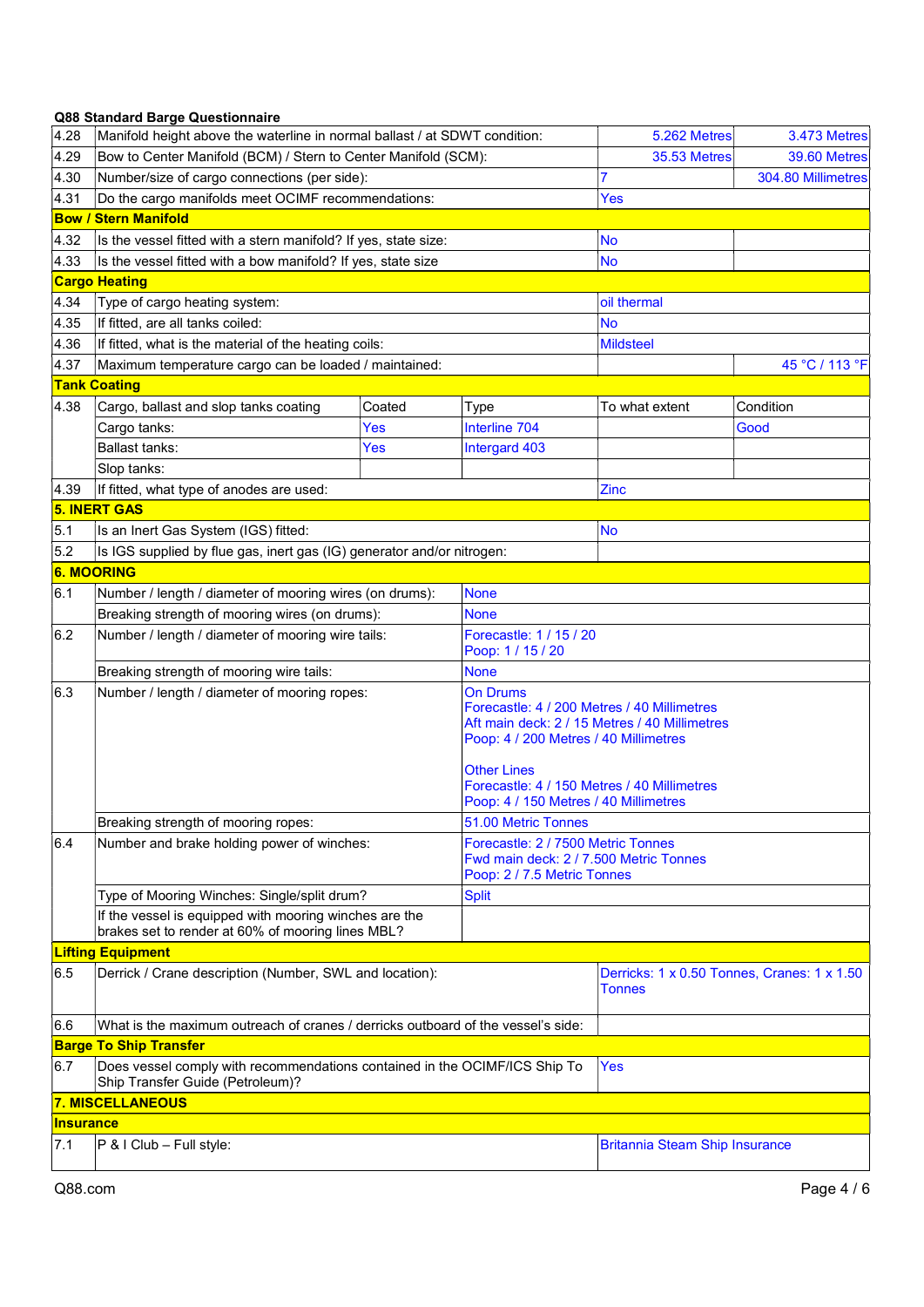**Q88 Standard Barge Questionnaire**

| | | | | | |
|---|---|---|---|---|---|
| 4.28 | Manifold height above the waterline in normal ballast / at SDWT condition: | | | 5.262 Metres | 3.473 Metres |
| 4.29 | Bow to Center Manifold (BCM) / Stern to Center Manifold (SCM): | | | 35.53 Metres | 39.60 Metres |
| 4.30 | Number/size of cargo connections (per side): | | | 7 | 304.80 Millimetres |
| 4.31 | Do the cargo manifolds meet OCIMF recommendations: | | | Yes | |
| **Bow / Stern Manifold** | | | | | |
| 4.32 | Is the vessel fitted with a stern manifold? If yes, state size: | | | No | |
| 4.33 | Is the vessel fitted with a bow manifold? If yes, state size | | | No | |
| **Cargo Heating** | | | | | |
| 4.34 | Type of cargo heating system: | | | oil thermal | |
| 4.35 | If fitted, are all tanks coiled: | | | No | |
| 4.36 | If fitted, what is the material of the heating coils: | | | Mildsteel | |
| 4.37 | Maximum temperature cargo can be loaded / maintained: | | | | 45 °C / 113 °F |
| **Tank Coating** | | | | | |
| 4.38 | Cargo, ballast and slop tanks coating | Coated | Type | To what extent | Condition |
| | Cargo tanks: | Yes | Interline 704 | | Good |
| | Ballast tanks: | Yes | Intergard 403 | | |
| | Slop tanks: | | | | |
| 4.39 | If fitted, what type of anodes are used: | | | Zinc | |
| **5. INERT GAS** | | | | | |
| 5.1 | Is an Inert Gas System (IGS) fitted: | | | No | |
| 5.2 | Is IGS supplied by flue gas, inert gas (IG) generator and/or nitrogen: | | | | |
| **6. MOORING** | | | | | |
| 6.1 | Number / length / diameter of mooring wires (on drums): | | None | | |
| | Breaking strength of mooring wires (on drums): | | None | | |
| 6.2 | Number / length / diameter of mooring wire tails: | | Forecastle: 1 / 15 / 20<br>Poop: 1 / 15 / 20 | | |
| | Breaking strength of mooring wire tails: | | None | | |
| 6.3 | Number / length / diameter of mooring ropes: | | On Drums<br>Forecastle: 4 / 200 Metres / 40 Millimetres<br>Aft main deck: 2 / 15 Metres / 40 Millimetres<br>Poop: 4 / 200 Metres / 40 Millimetres<br><br>Other Lines<br>Forecastle: 4 / 150 Metres / 40 Millimetres<br>Poop: 4 / 150 Metres / 40 Millimetres | | |
| | Breaking strength of mooring ropes: | | 51.00 Metric Tonnes | | |
| 6.4 | Number and brake holding power of winches: | | Forecastle: 2 / 7500 Metric Tonnes<br>Fwd main deck: 2 / 7.500 Metric Tonnes<br>Poop: 2 / 7.5 Metric Tonnes | | |
| | Type of Mooring Winches: Single/split drum? | | Split | | |
| | If the vessel is equipped with mooring winches are the brakes set to render at 60% of mooring lines MBL? | | | | |
| **Lifting Equipment** | | | | | |
| 6.5 | Derrick / Crane description (Number, SWL and location): | | | Derricks: 1 x 0.50 Tonnes, Cranes: 1 x 1.50 Tonnes | |
| 6.6 | What is the maximum outreach of cranes / derricks outboard of the vessel's side: | | | | |
| **Barge To Ship Transfer** | | | | | |
| 6.7 | Does vessel comply with recommendations contained in the OCIMF/ICS Ship To Ship Transfer Guide (Petroleum)? | | | Yes | |
| **7. MISCELLANEOUS** | | | | | |
| **Insurance** | | | | | |
| 7.1 | P & I Club – Full style: | | | Britannia Steam Ship Insurance | |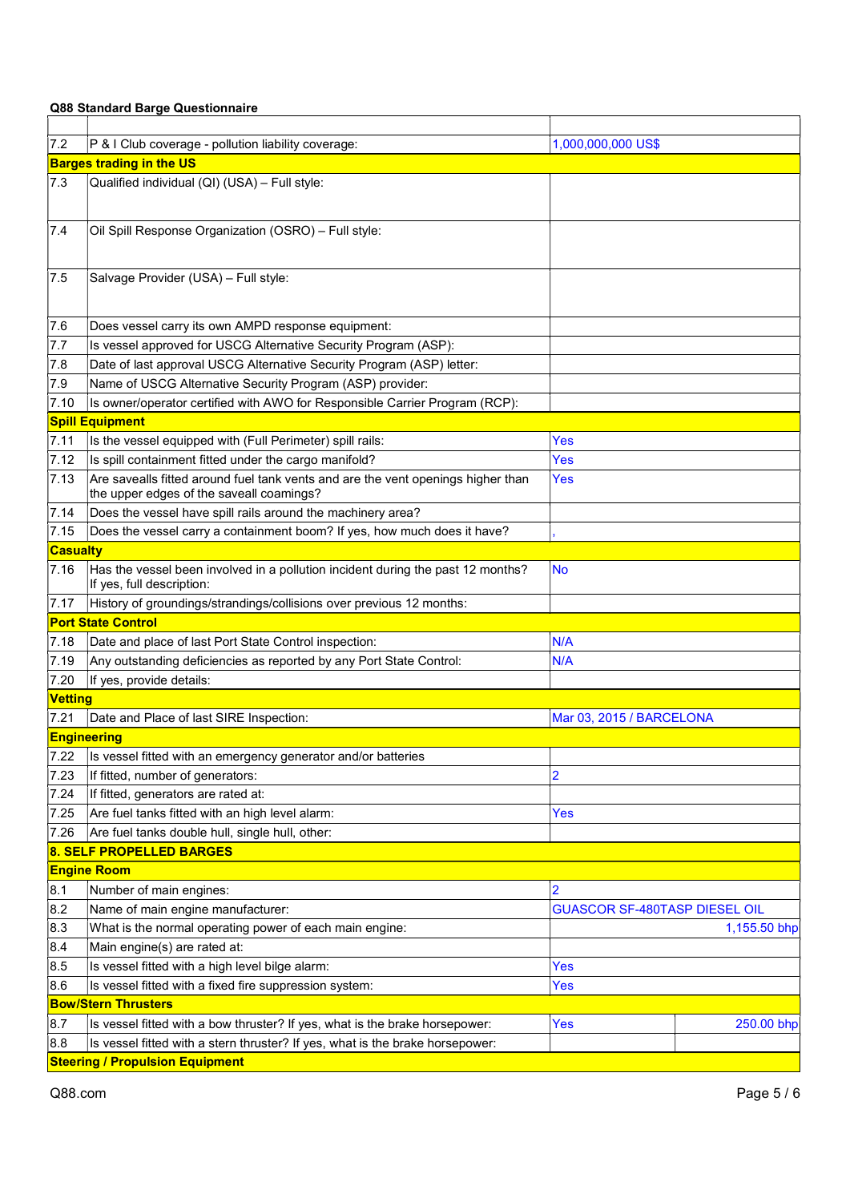**Q88 Standard Barge Questionnaire**

| | | | |
|---|---|---|---|
| 7.2 | P & I Club coverage - pollution liability coverage: | 1,000,000,000 US$ | |
| **Barges trading in the US** | | | |
| 7.3 | Qualified individual (QI) (USA) – Full style: | | |
| 7.4 | Oil Spill Response Organization (OSRO) – Full style: | | |
| 7.5 | Salvage Provider (USA) – Full style: | | |
| 7.6 | Does vessel carry its own AMPD response equipment: | | |
| 7.7 | Is vessel approved for USCG Alternative Security Program (ASP): | | |
| 7.8 | Date of last approval USCG Alternative Security Program (ASP) letter: | | |
| 7.9 | Name of USCG Alternative Security Program (ASP) provider: | | |
| 7.10 | Is owner/operator certified with AWO for Responsible Carrier Program (RCP): | | |
| **Spill Equipment** | | | |
| 7.11 | Is the vessel equipped with (Full Perimeter) spill rails: | Yes | |
| 7.12 | Is spill containment fitted under the cargo manifold? | Yes | |
| 7.13 | Are savealls fitted around fuel tank vents and are the vent openings higher than the upper edges of the saveall coamings? | Yes | |
| 7.14 | Does the vessel have spill rails around the machinery area? | | |
| 7.15 | Does the vessel carry a containment boom? If yes, how much does it have? | , | |
| **Casualty** | | | |
| 7.16 | Has the vessel been involved in a pollution incident during the past 12 months? If yes, full description: | No | |
| 7.17 | History of groundings/strandings/collisions over previous 12 months: | | |
| **Port State Control** | | | |
| 7.18 | Date and place of last Port State Control inspection: | N/A | |
| 7.19 | Any outstanding deficiencies as reported by any Port State Control: | N/A | |
| 7.20 | If yes, provide details: | | |
| **Vetting** | | | |
| 7.21 | Date and Place of last SIRE Inspection: | Mar 03, 2015 / BARCELONA | |
| **Engineering** | | | |
| 7.22 | Is vessel fitted with an emergency generator and/or batteries | | |
| 7.23 | If fitted, number of generators: | 2 | |
| 7.24 | If fitted, generators are rated at: | | |
| 7.25 | Are fuel tanks fitted with an high level alarm: | Yes | |
| 7.26 | Are fuel tanks double hull, single hull, other: | | |
| **8. SELF PROPELLED BARGES** | | | |
| **Engine Room** | | | |
| 8.1 | Number of main engines: | 2 | |
| 8.2 | Name of main engine manufacturer: | GUASCOR SF-480TASP DIESEL OIL | |
| 8.3 | What is the normal operating power of each main engine: | | 1,155.50 bhp |
| 8.4 | Main engine(s) are rated at: | | |
| 8.5 | Is vessel fitted with a high level bilge alarm: | Yes | |
| 8.6 | Is vessel fitted with a fixed fire suppression system: | Yes | |
| **Bow/Stern Thrusters** | | | |
| 8.7 | Is vessel fitted with a bow thruster? If yes, what is the brake horsepower: | Yes | 250.00 bhp |
| 8.8 | Is vessel fitted with a stern thruster? If yes, what is the brake horsepower: | | |
| **Steering / Propulsion Equipment** | | | |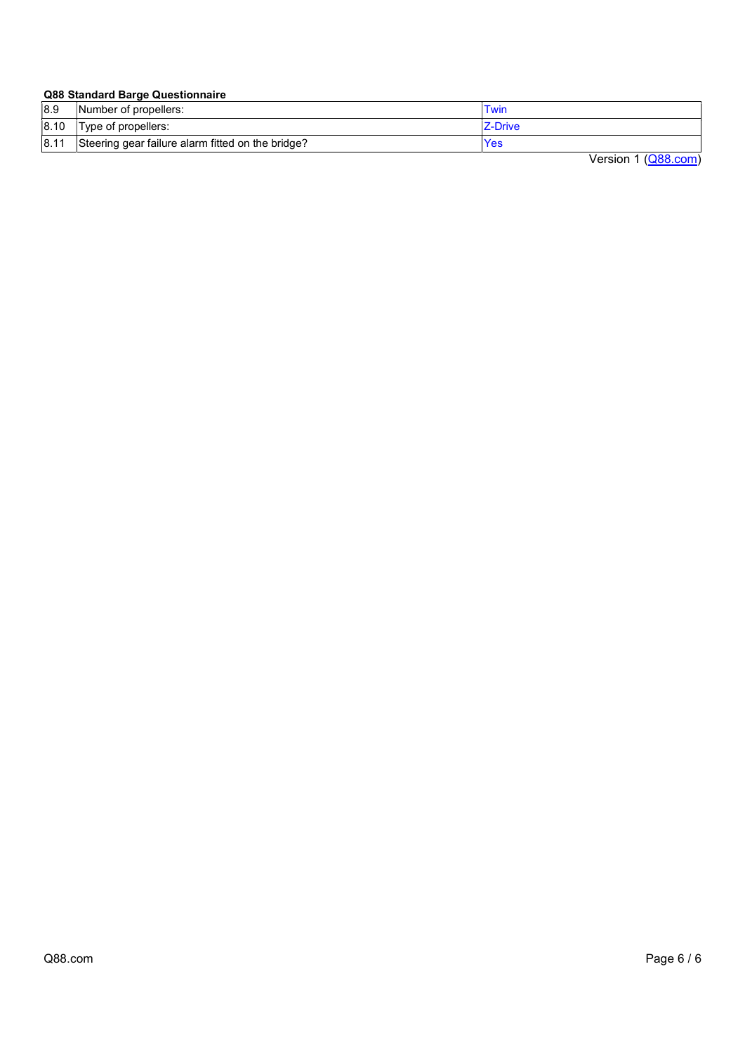**Q88 Standard Barge Questionnaire**

| | | |
|---|---|---|
| 8.9 | Number of propellers: | Twin |
| 8.10 | Type of propellers: | Z-Drive |
| 8.11 | Steering gear failure alarm fitted on the bridge? | Yes |

Version 1 (Q88.com)